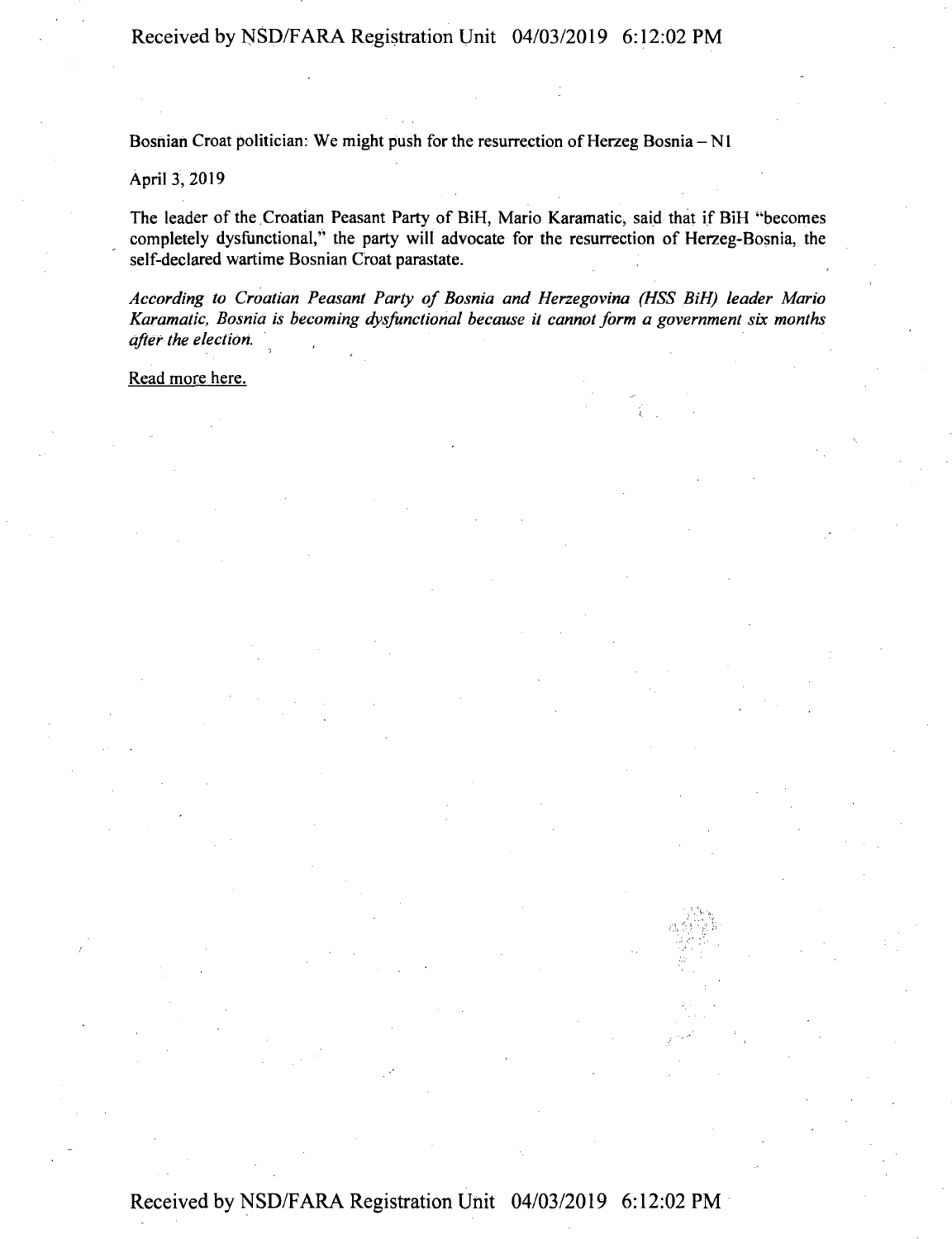Bosnian Croat politician: We might push for the resurrection of Herzeg Bosnia – N1

April 3, 2019

The leader of the Croatian Peasant Party of BiH, Mario Karamatic, said that if BiH "becomes completely dysfunctional," the party will advocate for the resurrection of Herzeg-Bosnia, the self-declared wartime Bosnian Croat parastate.

*According to Croatian Peasant Party of Bosnia and Herzegovina (HSS BiH) leader Mario Karamatic, Bosnia is becoming dysfunctional because it cannot form a government six months after the election.*

Read more here.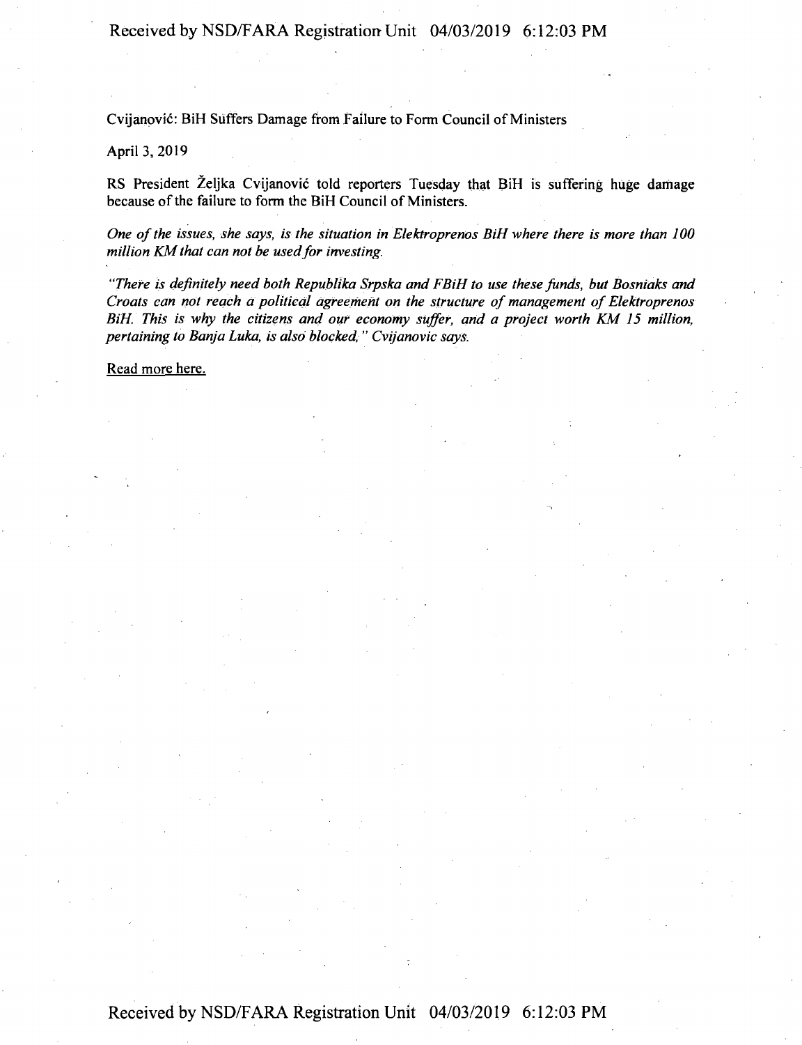Cvijanović: BiH Suffers Damage from Failure to Form Council of Ministers

April 3, 2019

RS President Željka Cvijanović told reporters Tuesday that BiH is suffering huge damage because of the failure to form the BiH Council of Ministers.

*One of the issues, she says, is the situation in Elektroprenos BiH where there is more than 100 million KM that can not be used for investing.*

*"There is definitely need both Republika Srpska and FBiH to use these funds, but Bosniaks and Croats can not reach a political agreement on the structure of management of Elektroprenos BiH. This is why the citizens and our economy suffer, and a project worth KM 15 million, pertaining to Banja Luka, is also blocked," Cvijanovic says.*

Read more here.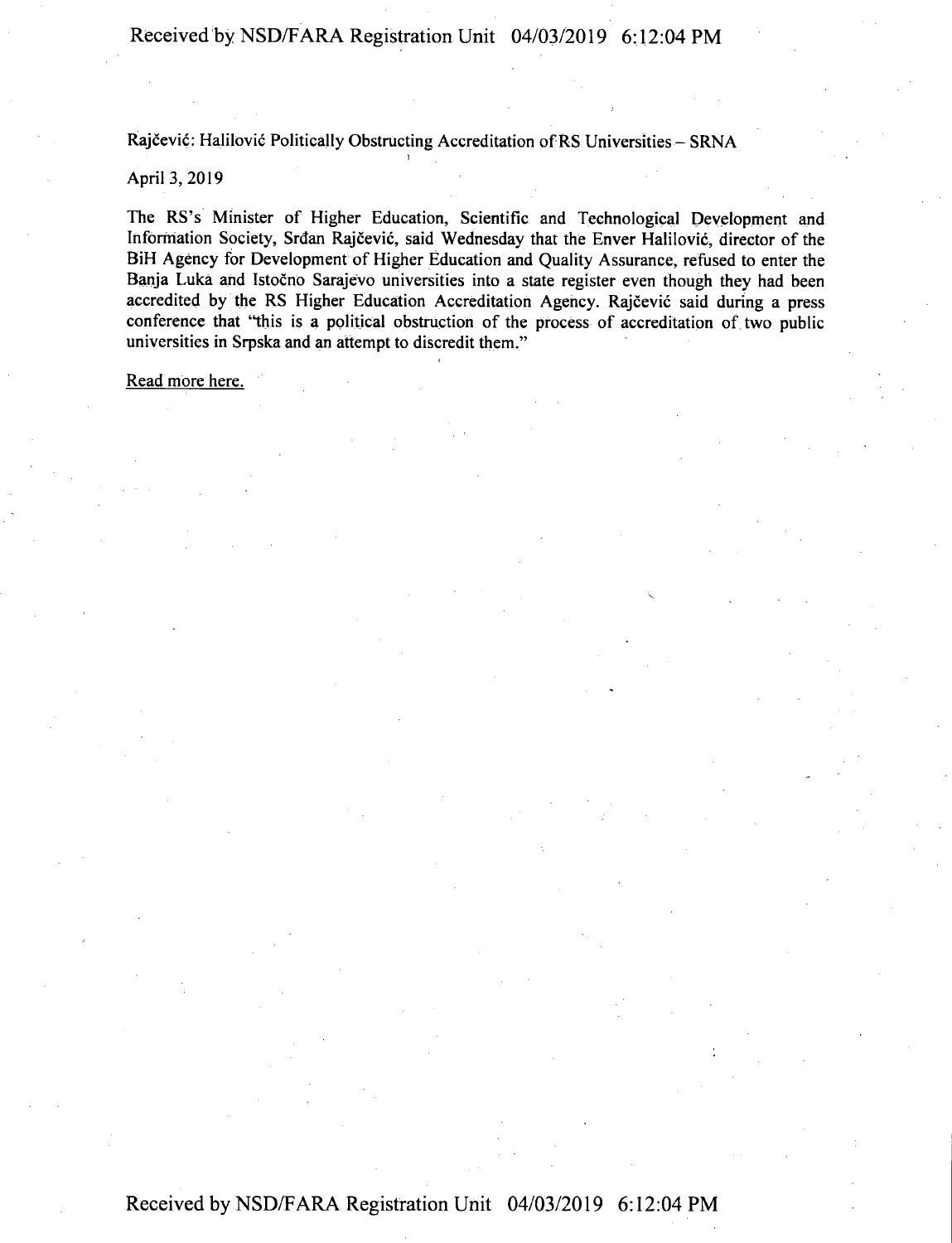Rajčević: Halilović Politically Obstructing Accreditation of RS Universities – SRNA

April 3, 2019

The RS's Minister of Higher Education, Scientific and Technological Development and Information Society, Srđan Rajčević, said Wednesday that the Enver Halilović, director of the BiH Agency for Development of Higher Education and Quality Assurance, refused to enter the Banja Luka and Istočno Sarajevo universities into a state register even though they had been accredited by the RS Higher Education Accreditation Agency. Rajčević said during a press conference that "this is a political obstruction of the process of accreditation of two public universities in Srpska and an attempt to discredit them."

Read more here.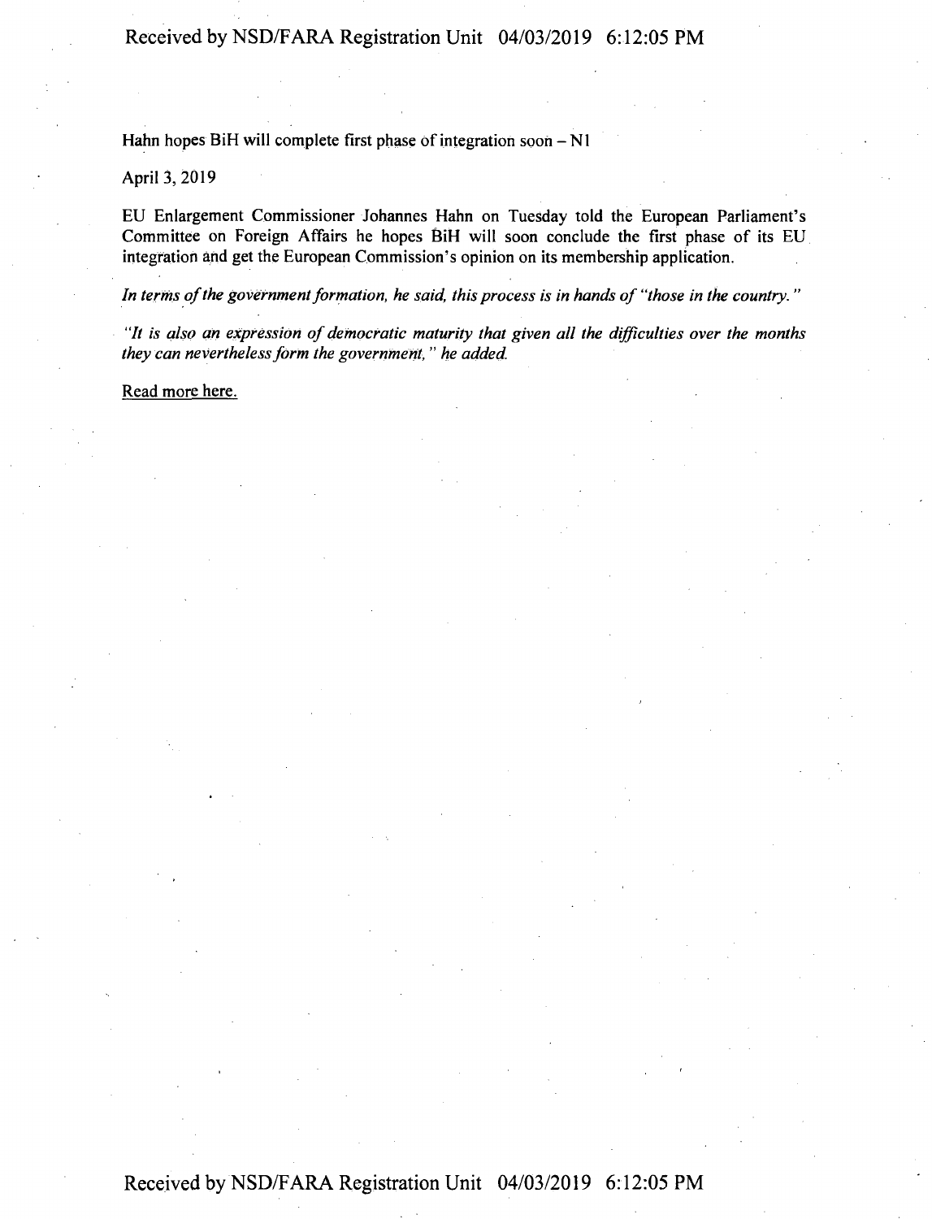Hahn hopes BiH will complete first phase of integration soon – N1

April 3, 2019

EU Enlargement Commissioner Johannes Hahn on Tuesday told the European Parliament's Committee on Foreign Affairs he hopes BiH will soon conclude the first phase of its EU integration and get the European Commission's opinion on its membership application.

*In terms of the government formation, he said, this process is in hands of "those in the country."*

*"It is also an expression of democratic maturity that given all the difficulties over the months they can nevertheless form the government," he added.*

Read more here.